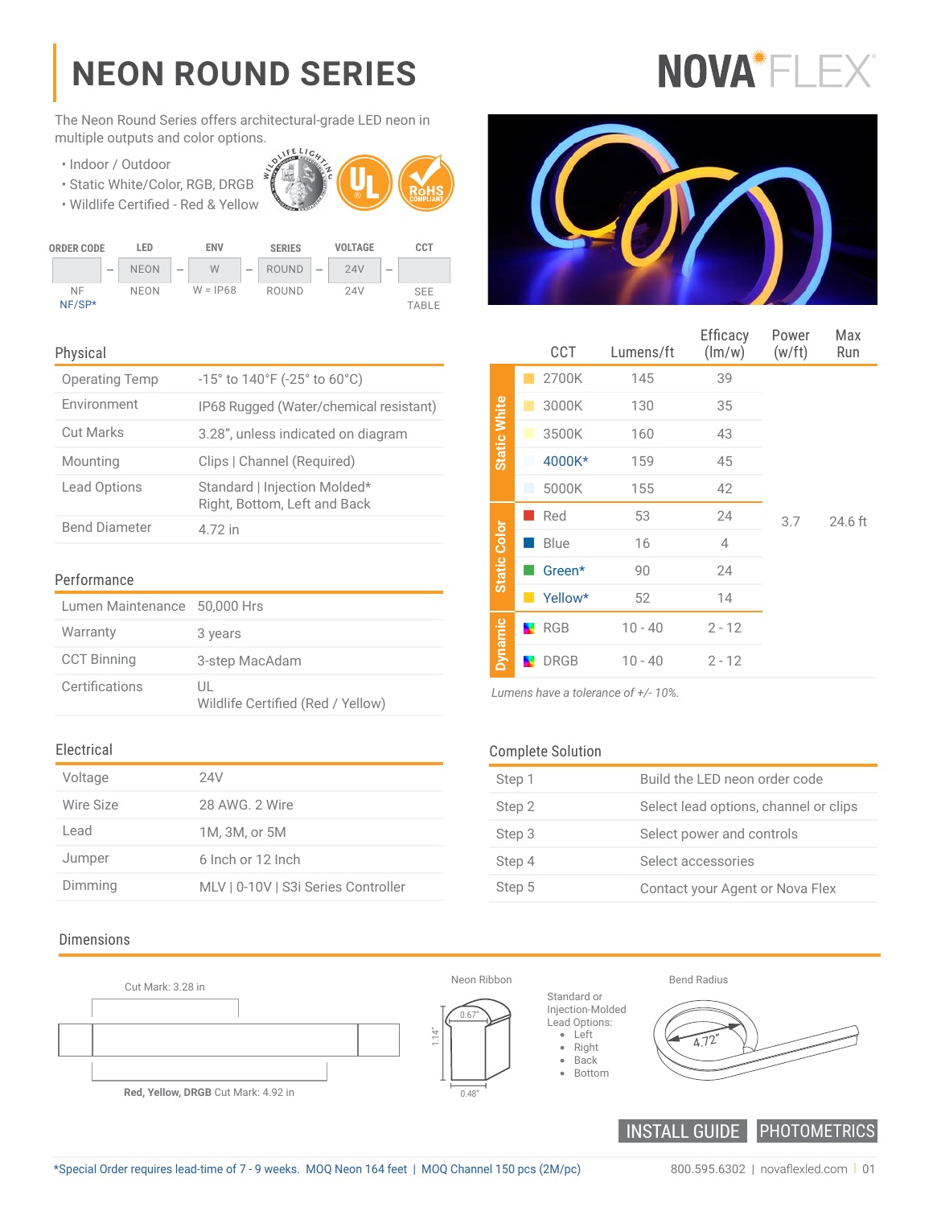# NEON ROUND SERIES

NOVA FLEX

The Neon Round Series offers architectural-grade LED neon in multiple outputs and color options.

- Indoor / Outdoor
- Static White/Color, RGB, DRGB
- Wildlife Certified - Red & Yellow

| ORDER CODE | LED | ENV | SERIES | VOLTAGE | CCT |
|---|---|---|---|---|---|
| | NEON | W | ROUND | 24V | |
| NF<br>NF/SP* | NEON | W = IP68 | ROUND | 24V | SEE TABLE |

## Physical

| | |
|---|---|
| Operating Temp | -15° to 140°F (-25° to 60°C) |
| Environment | IP68 Rugged (Water/chemical resistant) |
| Cut Marks | 3.28", unless indicated on diagram |
| Mounting | Clips \| Channel (Required) |
| Lead Options | Standard \| Injection Molded*<br>Right, Bottom, Left and Back |
| Bend Diameter | 4.72 in |

## Performance

| | |
|---|---|
| Lumen Maintenance | 50,000 Hrs |
| Warranty | 3 years |
| CCT Binning | 3-step MacAdam |
| Certifications | UL<br>Wildlife Certified (Red / Yellow) |

## Electrical

| | |
|---|---|
| Voltage | 24V |
| Wire Size | 28 AWG. 2 Wire |
| Lead | 1M, 3M, or 5M |
| Jumper | 6 Inch or 12 Inch |
| Dimming | MLV \| 0-10V \| S3i Series Controller |

| | CCT | Lumens/ft | Efficacy (lm/w) | Power (w/ft) | Max Run |
|---|---|---|---|---|---|
| Static White | 2700K | 145 | 39 | 3.7 | 24.6 ft |
| | 3000K | 130 | 35 | | |
| | 3500K | 160 | 43 | | |
| | 4000K* | 159 | 45 | | |
| | 5000K | 155 | 42 | | |
| Static Color | Red | 53 | 24 | | |
| | Blue | 16 | 4 | | |
| | Green* | 90 | 24 | | |
| | Yellow* | 52 | 14 | | |
| Dynamic | RGB | 10 - 40 | 2 - 12 | | |
| | DRGB | 10 - 40 | 2 - 12 | | |

*Lumens have a tolerance of +/- 10%.*

## Complete Solution

| | |
|---|---|
| Step 1 | Build the LED neon order code |
| Step 2 | Select lead options, channel or clips |
| Step 3 | Select power and controls |
| Step 4 | Select accessories |
| Step 5 | Contact your Agent or Nova Flex |

## Dimensions

Cut Mark: 3.28 in

**Red, Yellow, DRGB** Cut Mark: 4.92 in

Neon Ribbon: 0.67", 1.14", 0.48"

Standard or Injection-Molded Lead Options:
- Left
- Right
- Back
- Bottom

Bend Radius: 4.72"

INSTALL GUIDE | PHOTOMETRICS

*Special Order requires lead-time of 7 - 9 weeks. MOQ Neon 164 feet | MOQ Channel 150 pcs (2M/pc)

800.595.6302 | novaflexled.com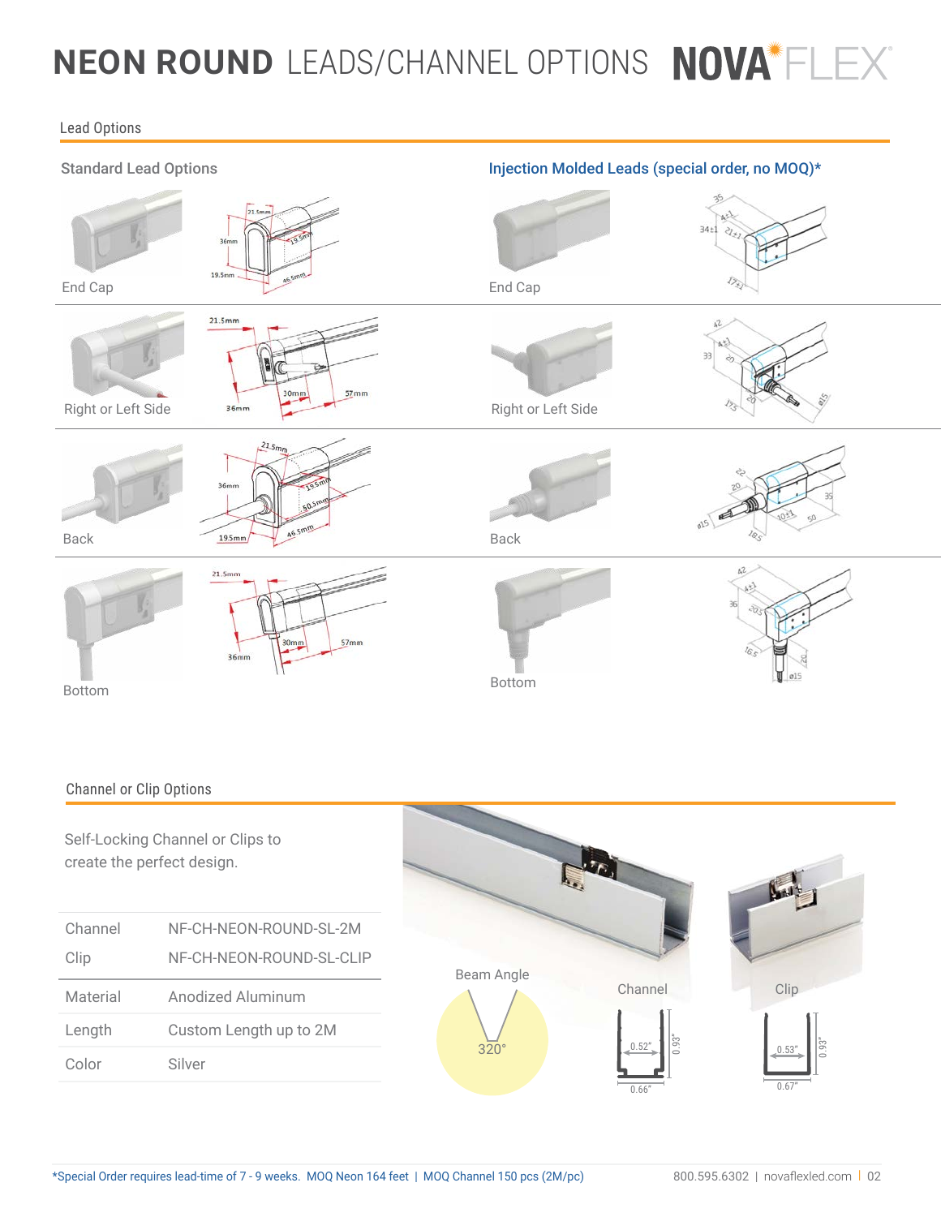# NEON ROUND LEADS/CHANNEL OPTIONS NOVAFLEX

## Lead Options

### Standard Lead Options

End Cap

Right or Left Side

Back

Bottom

### Injection Molded Leads (special order, no MOQ)*

End Cap

Right or Left Side

Back

Bottom

## Channel or Clip Options

Self-Locking Channel or Clips to create the perfect design.

| | |
|---|---|
| Channel | NF-CH-NEON-ROUND-SL-2M |
| Clip | NF-CH-NEON-ROUND-SL-CLIP |
| Material | Anodized Aluminum |
| Length | Custom Length up to 2M |
| Color | Silver |

Beam Angle

320°

Channel

Clip

*Special Order requires lead-time of 7 - 9 weeks. MOQ Neon 164 feet | MOQ Channel 150 pcs (2M/pc)

800.595.6302 | novaflexled.com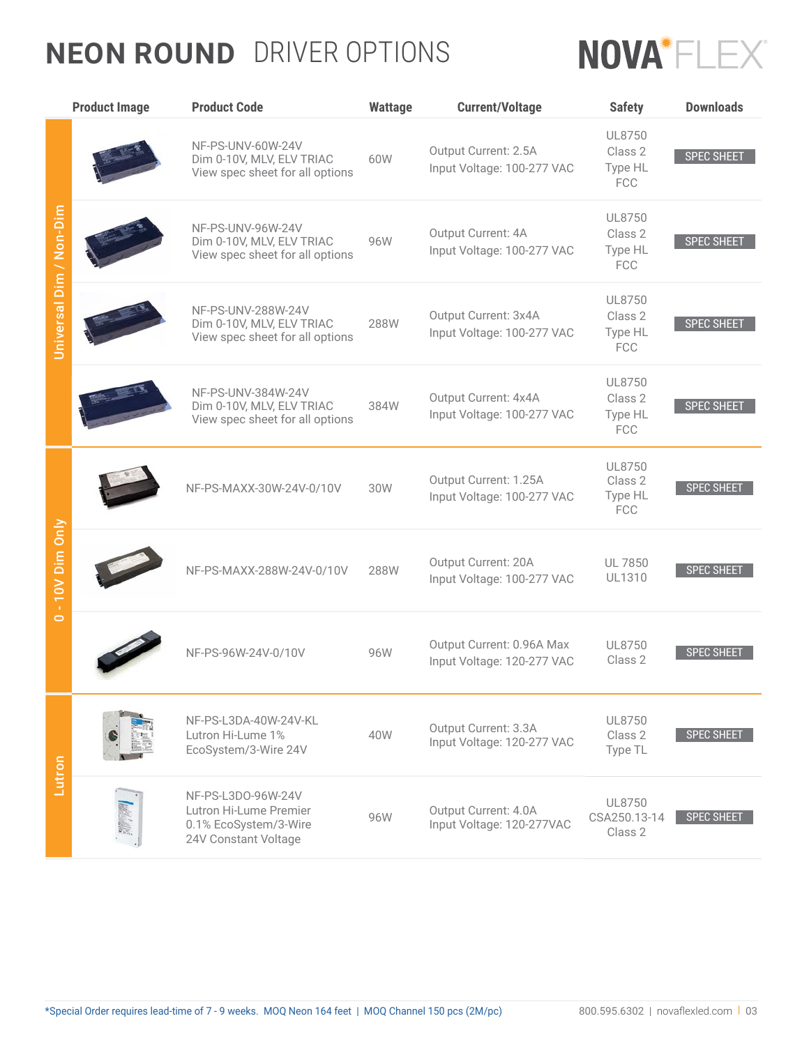# NEON ROUND DRIVER OPTIONS

NOVAFLEX

| Category | Product Image | Product Code | Wattage | Current/Voltage | Safety | Downloads |
|---|---|---|---|---|---|---|
| Universal Dim / Non-Dim | | NF-PS-UNV-60W-24V<br>Dim 0-10V, MLV, ELV TRIAC<br>View spec sheet for all options | 60W | Output Current: 2.5A<br>Input Voltage: 100-277 VAC | UL8750<br>Class 2<br>Type HL<br>FCC | SPEC SHEET |
| | | NF-PS-UNV-96W-24V<br>Dim 0-10V, MLV, ELV TRIAC<br>View spec sheet for all options | 96W | Output Current: 4A<br>Input Voltage: 100-277 VAC | UL8750<br>Class 2<br>Type HL<br>FCC | SPEC SHEET |
| | | NF-PS-UNV-288W-24V<br>Dim 0-10V, MLV, ELV TRIAC<br>View spec sheet for all options | 288W | Output Current: 3x4A<br>Input Voltage: 100-277 VAC | UL8750<br>Class 2<br>Type HL<br>FCC | SPEC SHEET |
| | | NF-PS-UNV-384W-24V<br>Dim 0-10V, MLV, ELV TRIAC<br>View spec sheet for all options | 384W | Output Current: 4x4A<br>Input Voltage: 100-277 VAC | UL8750<br>Class 2<br>Type HL<br>FCC | SPEC SHEET |
| 0 - 10V Dim Only | | NF-PS-MAXX-30W-24V-0/10V | 30W | Output Current: 1.25A<br>Input Voltage: 100-277 VAC | UL8750<br>Class 2<br>Type HL<br>FCC | SPEC SHEET |
| | | NF-PS-MAXX-288W-24V-0/10V | 288W | Output Current: 20A<br>Input Voltage: 100-277 VAC | UL 7850<br>UL1310 | SPEC SHEET |
| | | NF-PS-96W-24V-0/10V | 96W | Output Current: 0.96A Max<br>Input Voltage: 120-277 VAC | UL8750<br>Class 2 | SPEC SHEET |
| Lutron | | NF-PS-L3DA-40W-24V-KL<br>Lutron Hi-Lume 1%<br>EcoSystem/3-Wire 24V | 40W | Output Current: 3.3A<br>Input Voltage: 120-277 VAC | UL8750<br>Class 2<br>Type TL | SPEC SHEET |
| | | NF-PS-L3DO-96W-24V<br>Lutron Hi-Lume Premier<br>0.1% EcoSystem/3-Wire<br>24V Constant Voltage | 96W | Output Current: 4.0A<br>Input Voltage: 120-277VAC | UL8750<br>CSA250.13-14<br>Class 2 | SPEC SHEET |

*Special Order requires lead-time of 7 - 9 weeks. MOQ Neon 164 feet | MOQ Channel 150 pcs (2M/pc)

800.595.6302 | novaflexled.com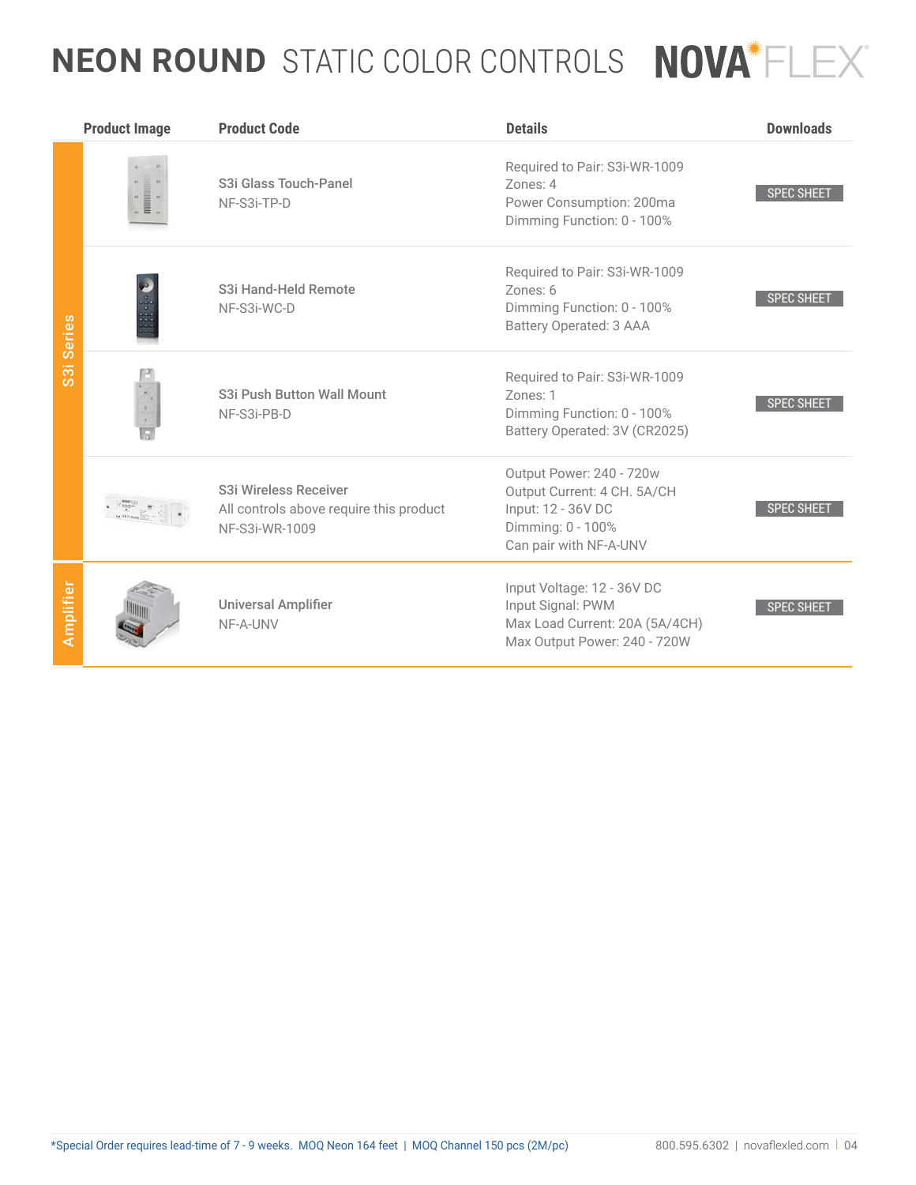# NEON ROUND STATIC COLOR CONTROLS

NOVAFLEX

| | Product Image | Product Code | Details | Downloads |
|---|---|---|---|---|
| S3i Series | | S3i Glass Touch-Panel<br>NF-S3i-TP-D | Required to Pair: S3i-WR-1009<br>Zones: 4<br>Power Consumption: 200ma<br>Dimming Function: 0 - 100% | SPEC SHEET |
| | | S3i Hand-Held Remote<br>NF-S3i-WC-D | Required to Pair: S3i-WR-1009<br>Zones: 6<br>Dimming Function: 0 - 100%<br>Battery Operated: 3 AAA | SPEC SHEET |
| | | S3i Push Button Wall Mount<br>NF-S3i-PB-D | Required to Pair: S3i-WR-1009<br>Zones: 1<br>Dimming Function: 0 - 100%<br>Battery Operated: 3V (CR2025) | SPEC SHEET |
| | | S3i Wireless Receiver<br>All controls above require this product<br>NF-S3i-WR-1009 | Output Power: 240 - 720w<br>Output Current: 4 CH. 5A/CH<br>Input: 12 - 36V DC<br>Dimming: 0 - 100%<br>Can pair with NF-A-UNV | SPEC SHEET |
| Amplifier | | Universal Amplifier<br>NF-A-UNV | Input Voltage: 12 - 36V DC<br>Input Signal: PWM<br>Max Load Current: 20A (5A/4CH)<br>Max Output Power: 240 - 720W | SPEC SHEET |

*Special Order requires lead-time of 7 - 9 weeks. MOQ Neon 164 feet | MOQ Channel 150 pcs (2M/pc)

800.595.6302 | novaflexled.com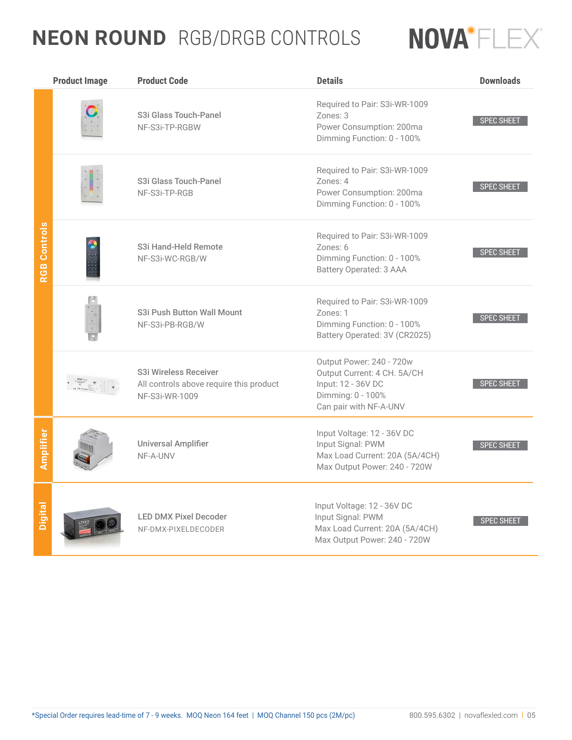# NEON ROUND RGB/DRGB CONTROLS

NOVA FLEX

| Category | Product Image | Product Code | Details | Downloads |
|---|---|---|---|---|
| RGB Controls | | S3i Glass Touch-Panel<br>NF-S3i-TP-RGBW | Required to Pair: S3i-WR-1009<br>Zones: 3<br>Power Consumption: 200ma<br>Dimming Function: 0 - 100% | SPEC SHEET |
| RGB Controls | | S3i Glass Touch-Panel<br>NF-S3i-TP-RGB | Required to Pair: S3i-WR-1009<br>Zones: 4<br>Power Consumption: 200ma<br>Dimming Function: 0 - 100% | SPEC SHEET |
| RGB Controls | | S3i Hand-Held Remote<br>NF-S3i-WC-RGB/W | Required to Pair: S3i-WR-1009<br>Zones: 6<br>Dimming Function: 0 - 100%<br>Battery Operated: 3 AAA | SPEC SHEET |
| RGB Controls | | S3i Push Button Wall Mount<br>NF-S3i-PB-RGB/W | Required to Pair: S3i-WR-1009<br>Zones: 1<br>Dimming Function: 0 - 100%<br>Battery Operated: 3V (CR2025) | SPEC SHEET |
| RGB Controls | | S3i Wireless Receiver<br>All controls above require this product<br>NF-S3i-WR-1009 | Output Power: 240 - 720w<br>Output Current: 4 CH. 5A/CH<br>Input: 12 - 36V DC<br>Dimming: 0 - 100%<br>Can pair with NF-A-UNV | SPEC SHEET |
| Amplifier | | Universal Amplifier<br>NF-A-UNV | Input Voltage: 12 - 36V DC<br>Input Signal: PWM<br>Max Load Current: 20A (5A/4CH)<br>Max Output Power: 240 - 720W | SPEC SHEET |
| Digital | | LED DMX Pixel Decoder<br>NF-DMX-PIXELDECODER | Input Voltage: 12 - 36V DC<br>Input Signal: PWM<br>Max Load Current: 20A (5A/4CH)<br>Max Output Power: 240 - 720W | SPEC SHEET |

*Special Order requires lead-time of 7 - 9 weeks. MOQ Neon 164 feet | MOQ Channel 150 pcs (2M/pc)

800.595.6302 | novaflexled.com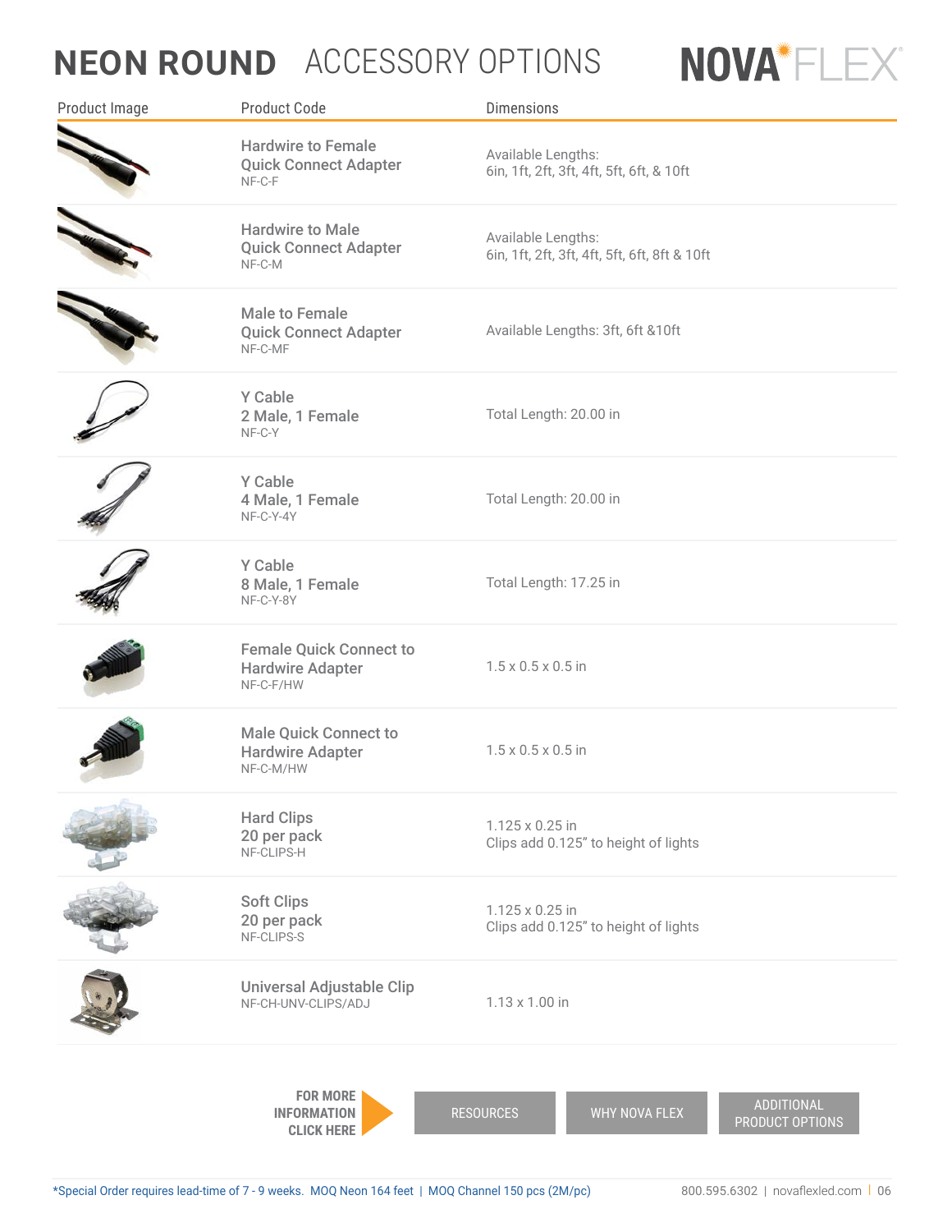# NEON ROUND ACCESSORY OPTIONS

NOVA FLEX

| Product Image | Product Code | Dimensions |
|---|---|---|
| | Hardwire to Female Quick Connect Adapter<br>NF-C-F | Available Lengths:<br>6in, 1ft, 2ft, 3ft, 4ft, 5ft, 6ft, & 10ft |
| | Hardwire to Male Quick Connect Adapter<br>NF-C-M | Available Lengths:<br>6in, 1ft, 2ft, 3ft, 4ft, 5ft, 6ft, 8ft & 10ft |
| | Male to Female Quick Connect Adapter<br>NF-C-MF | Available Lengths: 3ft, 6ft &10ft |
| | Y Cable<br>2 Male, 1 Female<br>NF-C-Y | Total Length: 20.00 in |
| | Y Cable<br>4 Male, 1 Female<br>NF-C-Y-4Y | Total Length: 20.00 in |
| | Y Cable<br>8 Male, 1 Female<br>NF-C-Y-8Y | Total Length: 17.25 in |
| | Female Quick Connect to Hardwire Adapter<br>NF-C-F/HW | 1.5 x 0.5 x 0.5 in |
| | Male Quick Connect to Hardwire Adapter<br>NF-C-M/HW | 1.5 x 0.5 x 0.5 in |
| | Hard Clips<br>20 per pack<br>NF-CLIPS-H | 1.125 x 0.25 in<br>Clips add 0.125” to height of lights |
| | Soft Clips<br>20 per pack<br>NF-CLIPS-S | 1.125 x 0.25 in<br>Clips add 0.125” to height of lights |
| | Universal Adjustable Clip<br>NF-CH-UNV-CLIPS/ADJ | 1.13 x 1.00 in |

FOR MORE INFORMATION CLICK HERE

RESOURCES | WHY NOVA FLEX | ADDITIONAL PRODUCT OPTIONS

*Special Order requires lead-time of 7 - 9 weeks. MOQ Neon 164 feet | MOQ Channel 150 pcs (2M/pc)

800.595.6302 | novaflexled.com